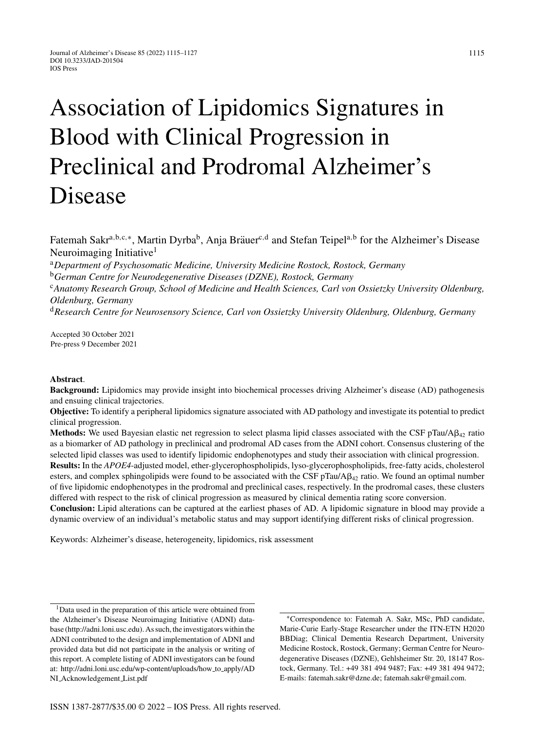# Association of Lipidomics Signatures in Blood with Clinical Progression in Preclinical and Prodromal Alzheimer's Disease

Fatemah Sakr[a,b,c,*], Martin Dyrba[b], Anja Bräuer[c,d] and Stefan Teipel[a,b] for the Alzheimer's Disease Neuroimaging Initiative[1]

[a] *Department of Psychosomatic Medicine, University Medicine Rostock, Rostock, Germany*

[b] *German Centre for Neurodegenerative Diseases (DZNE), Rostock, Germany*

[c] *Anatomy Research Group, School of Medicine and Health Sciences, Carl von Ossietzky University Oldenburg, Oldenburg, Germany*

[d] *Research Centre for Neurosensory Science, Carl von Ossietzky University Oldenburg, Oldenburg, Germany*

Accepted 30 October 2021
Pre-press 9 December 2021

**Abstract**.

**Background:** Lipidomics may provide insight into biochemical processes driving Alzheimer's disease (AD) pathogenesis and ensuing clinical trajectories.

**Objective:** To identify a peripheral lipidomics signature associated with AD pathology and investigate its potential to predict clinical progression.

**Methods:** We used Bayesian elastic net regression to select plasma lipid classes associated with the CSF pTau/$A\beta_{42}$ ratio as a biomarker of AD pathology in preclinical and prodromal AD cases from the ADNI cohort. Consensus clustering of the selected lipid classes was used to identify lipidomic endophenotypes and study their association with clinical progression.

**Results:** In the *APOE4*-adjusted model, ether-glycerophospholipids, lyso-glycerophospholipids, free-fatty acids, cholesterol esters, and complex sphingolipids were found to be associated with the CSF pTau/$A\beta_{42}$ ratio. We found an optimal number of five lipidomic endophenotypes in the prodromal and preclinical cases, respectively. In the prodromal cases, these clusters differed with respect to the risk of clinical progression as measured by clinical dementia rating score conversion.

**Conclusion:** Lipid alterations can be captured at the earliest phases of AD. A lipidomic signature in blood may provide a dynamic overview of an individual's metabolic status and may support identifying different risks of clinical progression.

Keywords: Alzheimer's disease, heterogeneity, lipidomics, risk assessment

[1] Data used in the preparation of this article were obtained from the Alzheimer's Disease Neuroimaging Initiative (ADNI) database (http://adni.loni.usc.edu). As such, the investigators within the ADNI contributed to the design and implementation of ADNI and provided data but did not participate in the analysis or writing of this report. A complete listing of ADNI investigators can be found at: http://adni.loni.usc.edu/wp-content/uploads/how_to_apply/ADNI_Acknowledgement_List.pdf

*Correspondence to: Fatemah A. Sakr, MSc, PhD candidate, Marie-Curie Early-Stage Researcher under the ITN-ETN H2020 BBDiag; Clinical Dementia Research Department, University Medicine Rostock, Rostock, Germany; German Centre for Neurodegenerative Diseases (DZNE), Gehlsheimer Str. 20, 18147 Rostock, Germany. Tel.: +49 381 494 9487; Fax: +49 381 494 9472; E-mails: fatemah.sakr@dzne.de; fatemah.sakr@gmail.com.

ISSN 1387-2877/$35.00 © 2022 – IOS Press. All rights reserved.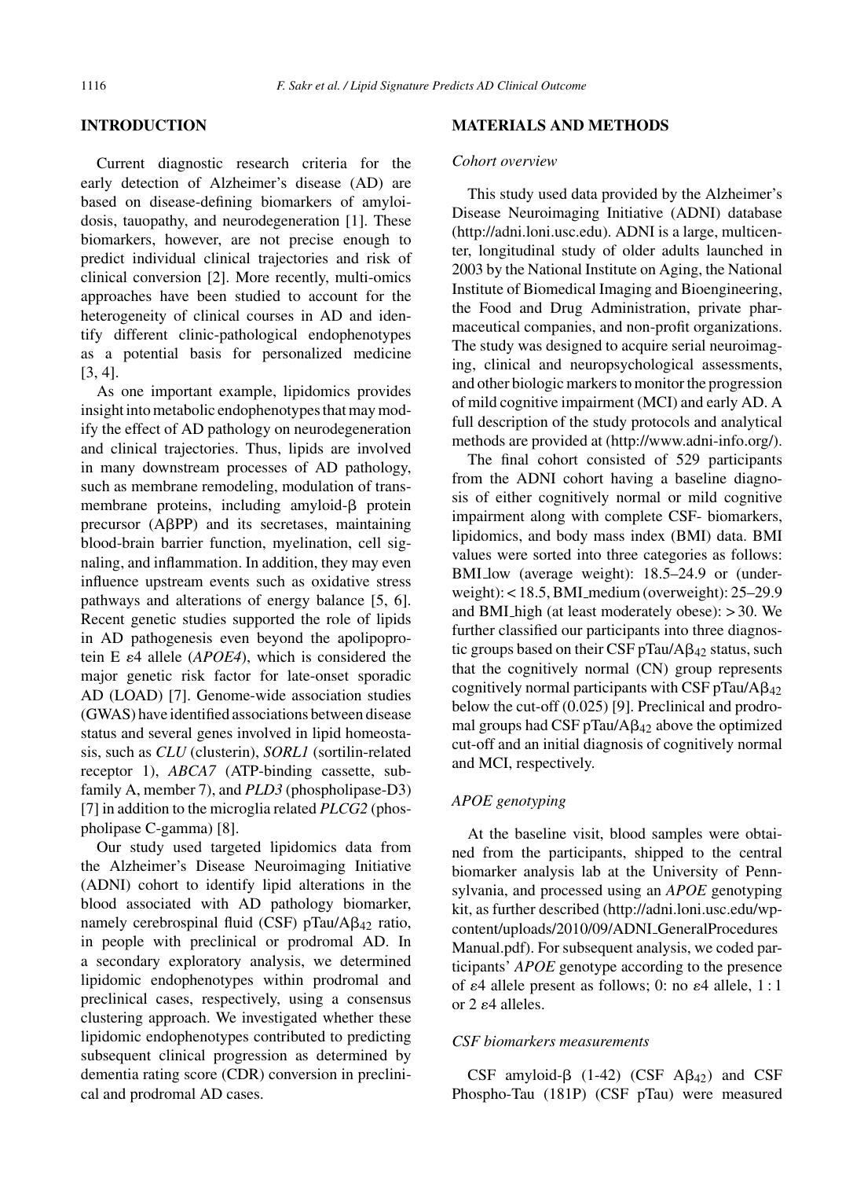## INTRODUCTION

Current diagnostic research criteria for the early detection of Alzheimer's disease (AD) are based on disease-defining biomarkers of amyloidosis, tauopathy, and neurodegeneration [1]. These biomarkers, however, are not precise enough to predict individual clinical trajectories and risk of clinical conversion [2]. More recently, multi-omics approaches have been studied to account for the heterogeneity of clinical courses in AD and identify different clinic-pathological endophenotypes as a potential basis for personalized medicine [3, 4].

As one important example, lipidomics provides insight into metabolic endophenotypes that may modify the effect of AD pathology on neurodegeneration and clinical trajectories. Thus, lipids are involved in many downstream processes of AD pathology, such as membrane remodeling, modulation of transmembrane proteins, including amyloid-β protein precursor (AβPP) and its secretases, maintaining blood-brain barrier function, myelination, cell signaling, and inflammation. In addition, they may even influence upstream events such as oxidative stress pathways and alterations of energy balance [5, 6]. Recent genetic studies supported the role of lipids in AD pathogenesis even beyond the apolipoprotein E ε4 allele (*APOE4*), which is considered the major genetic risk factor for late-onset sporadic AD (LOAD) [7]. Genome-wide association studies (GWAS) have identified associations between disease status and several genes involved in lipid homeostasis, such as *CLU* (clusterin), *SORL1* (sortilin-related receptor 1), *ABCA7* (ATP-binding cassette, subfamily A, member 7), and *PLD3* (phospholipase-D3) [7] in addition to the microglia related *PLCG2* (phospholipase C-gamma) [8].

Our study used targeted lipidomics data from the Alzheimer's Disease Neuroimaging Initiative (ADNI) cohort to identify lipid alterations in the blood associated with AD pathology biomarker, namely cerebrospinal fluid (CSF) pTau/$A\beta_{42}$ ratio, in people with preclinical or prodromal AD. In a secondary exploratory analysis, we determined lipidomic endophenotypes within prodromal and preclinical cases, respectively, using a consensus clustering approach. We investigated whether these lipidomic endophenotypes contributed to predicting subsequent clinical progression as determined by dementia rating score (CDR) conversion in preclinical and prodromal AD cases.

## MATERIALS AND METHODS

### *Cohort overview*

This study used data provided by the Alzheimer's Disease Neuroimaging Initiative (ADNI) database (http://adni.loni.usc.edu). ADNI is a large, multicenter, longitudinal study of older adults launched in 2003 by the National Institute on Aging, the National Institute of Biomedical Imaging and Bioengineering, the Food and Drug Administration, private pharmaceutical companies, and non-profit organizations. The study was designed to acquire serial neuroimaging, clinical and neuropsychological assessments, and other biologic markers to monitor the progression of mild cognitive impairment (MCI) and early AD. A full description of the study protocols and analytical methods are provided at (http://www.adni-info.org/).

The final cohort consisted of 529 participants from the ADNI cohort having a baseline diagnosis of either cognitively normal or mild cognitive impairment along with complete CSF- biomarkers, lipidomics, and body mass index (BMI) data. BMI values were sorted into three categories as follows: BMI_low (average weight): 18.5–24.9 or (underweight): < 18.5, BMI_medium (overweight): 25–29.9 and BMI_high (at least moderately obese): > 30. We further classified our participants into three diagnostic groups based on their CSF pTau/$A\beta_{42}$ status, such that the cognitively normal (CN) group represents cognitively normal participants with CSF pTau/$A\beta_{42}$ below the cut-off (0.025) [9]. Preclinical and prodromal groups had CSF pTau/$A\beta_{42}$ above the optimized cut-off and an initial diagnosis of cognitively normal and MCI, respectively.

### *APOE genotyping*

At the baseline visit, blood samples were obtained from the participants, shipped to the central biomarker analysis lab at the University of Pennsylvania, and processed using an *APOE* genotyping kit, as further described (http://adni.loni.usc.edu/wp-content/uploads/2010/09/ADNI_GeneralProcedures Manual.pdf). For subsequent analysis, we coded participants' *APOE* genotype according to the presence of ε4 allele present as follows; 0: no ε4 allele, 1 : 1 or 2 ε4 alleles.

### *CSF biomarkers measurements*

CSF amyloid-β (1-42) (CSF $A\beta_{42}$) and CSF Phospho-Tau (181P) (CSF pTau) were measured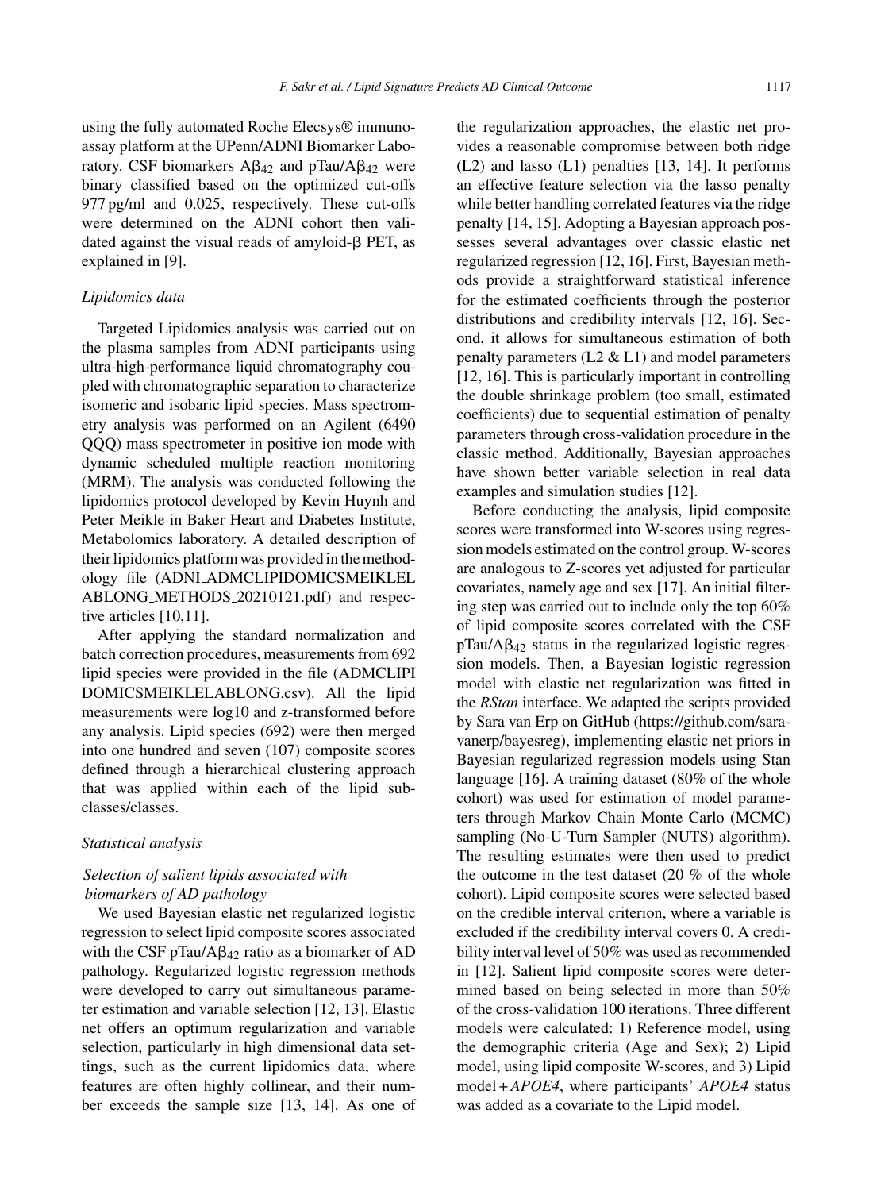using the fully automated Roche Elecsys® immunoassay platform at the UPenn/ADNI Biomarker Laboratory. CSF biomarkers $A\beta_{42}$ and $pTau/A\beta_{42}$ were binary classified based on the optimized cut-offs 977 pg/ml and 0.025, respectively. These cut-offs were determined on the ADNI cohort then validated against the visual reads of amyloid-β PET, as explained in [9].

### *Lipidomics data*

Targeted Lipidomics analysis was carried out on the plasma samples from ADNI participants using ultra-high-performance liquid chromatography coupled with chromatographic separation to characterize isomeric and isobaric lipid species. Mass spectrometry analysis was performed on an Agilent (6490 QQQ) mass spectrometer in positive ion mode with dynamic scheduled multiple reaction monitoring (MRM). The analysis was conducted following the lipidomics protocol developed by Kevin Huynh and Peter Meikle in Baker Heart and Diabetes Institute, Metabolomics laboratory. A detailed description of their lipidomics platform was provided in the methodology file (ADNI_ADMCLIPIDOMICSMEIKLELABLONG_METHODS_20210121.pdf) and respective articles [10,11].

After applying the standard normalization and batch correction procedures, measurements from 692 lipid species were provided in the file (ADMCLIPIDOMICSMEIKLELABLONG.csv). All the lipid measurements were log10 and z-transformed before any analysis. Lipid species (692) were then merged into one hundred and seven (107) composite scores defined through a hierarchical clustering approach that was applied within each of the lipid subclasses/classes.

### *Statistical analysis*

#### *Selection of salient lipids associated with biomarkers of AD pathology*

We used Bayesian elastic net regularized logistic regression to select lipid composite scores associated with the CSF $pTau/A\beta_{42}$ ratio as a biomarker of AD pathology. Regularized logistic regression methods were developed to carry out simultaneous parameter estimation and variable selection [12, 13]. Elastic net offers an optimum regularization and variable selection, particularly in high dimensional data settings, such as the current lipidomics data, where features are often highly collinear, and their number exceeds the sample size [13, 14]. As one of the regularization approaches, the elastic net provides a reasonable compromise between both ridge (L2) and lasso (L1) penalties [13, 14]. It performs an effective feature selection via the lasso penalty while better handling correlated features via the ridge penalty [14, 15]. Adopting a Bayesian approach possesses several advantages over classic elastic net regularized regression [12, 16]. First, Bayesian methods provide a straightforward statistical inference for the estimated coefficients through the posterior distributions and credibility intervals [12, 16]. Second, it allows for simultaneous estimation of both penalty parameters (L2 & L1) and model parameters [12, 16]. This is particularly important in controlling the double shrinkage problem (too small, estimated coefficients) due to sequential estimation of penalty parameters through cross-validation procedure in the classic method. Additionally, Bayesian approaches have shown better variable selection in real data examples and simulation studies [12].

Before conducting the analysis, lipid composite scores were transformed into W-scores using regression models estimated on the control group. W-scores are analogous to Z-scores yet adjusted for particular covariates, namely age and sex [17]. An initial filtering step was carried out to include only the top 60% of lipid composite scores correlated with the CSF $pTau/A\beta_{42}$ status in the regularized logistic regression models. Then, a Bayesian logistic regression model with elastic net regularization was fitted in the *RStan* interface. We adapted the scripts provided by Sara van Erp on GitHub (https://github.com/sara-vanerp/bayesreg), implementing elastic net priors in Bayesian regularized regression models using Stan language [16]. A training dataset (80% of the whole cohort) was used for estimation of model parameters through Markov Chain Monte Carlo (MCMC) sampling (No-U-Turn Sampler (NUTS) algorithm). The resulting estimates were then used to predict the outcome in the test dataset (20 % of the whole cohort). Lipid composite scores were selected based on the credible interval criterion, where a variable is excluded if the credibility interval covers 0. A credibility interval level of 50% was used as recommended in [12]. Salient lipid composite scores were determined based on being selected in more than 50% of the cross-validation 100 iterations. Three different models were calculated: 1) Reference model, using the demographic criteria (Age and Sex); 2) Lipid model, using lipid composite W-scores, and 3) Lipid model + *APOE4*, where participants' *APOE4* status was added as a covariate to the Lipid model.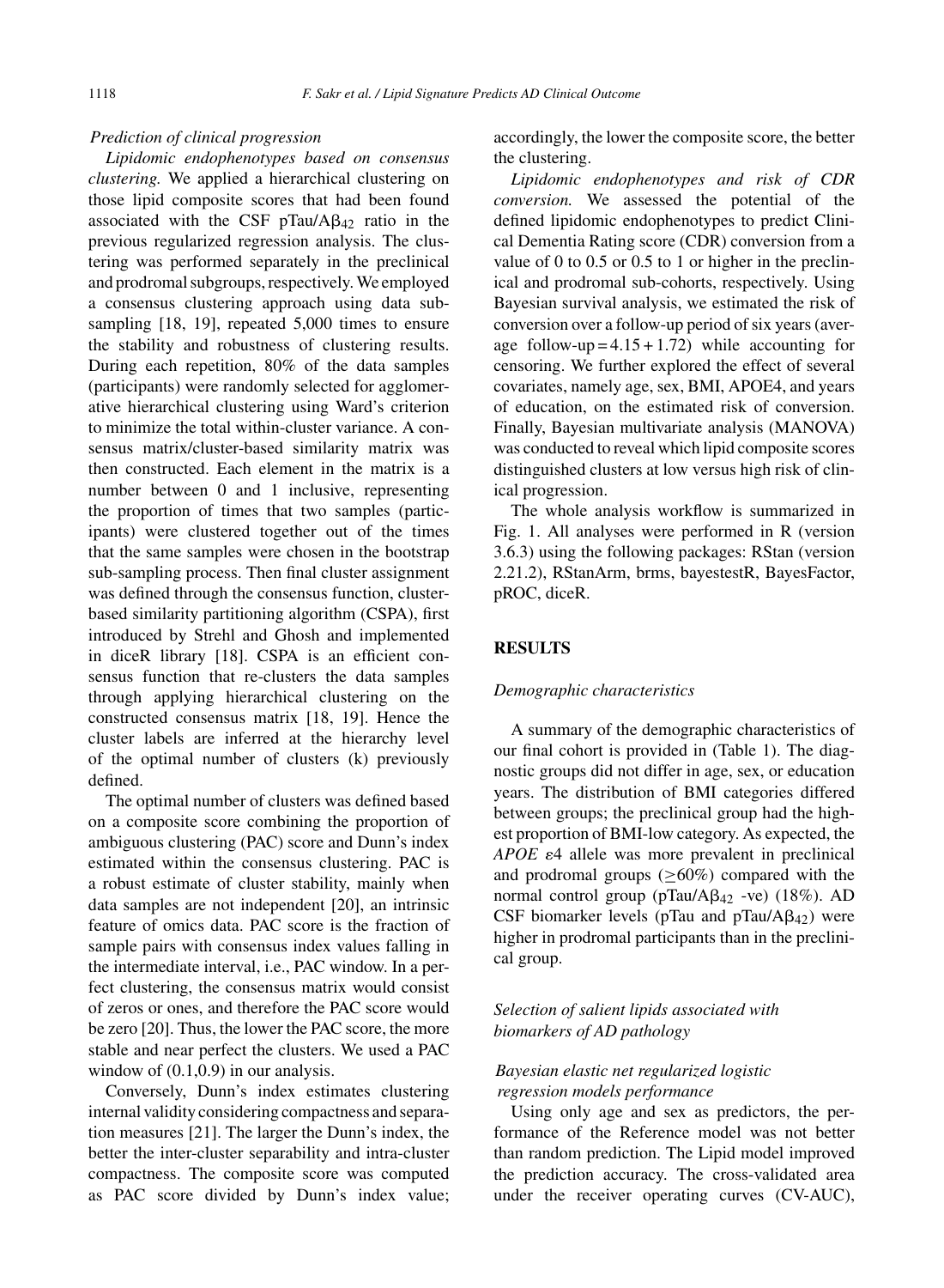*Prediction of clinical progression*

*Lipidomic endophenotypes based on consensus clustering.* We applied a hierarchical clustering on those lipid composite scores that had been found associated with the CSF pTau/A$\beta_{42}$ ratio in the previous regularized regression analysis. The clustering was performed separately in the preclinical and prodromal subgroups, respectively. We employed a consensus clustering approach using data subsampling [18, 19], repeated 5,000 times to ensure the stability and robustness of clustering results. During each repetition, 80% of the data samples (participants) were randomly selected for agglomerative hierarchical clustering using Ward's criterion to minimize the total within-cluster variance. A consensus matrix/cluster-based similarity matrix was then constructed. Each element in the matrix is a number between 0 and 1 inclusive, representing the proportion of times that two samples (participants) were clustered together out of the times that the same samples were chosen in the bootstrap sub-sampling process. Then final cluster assignment was defined through the consensus function, cluster-based similarity partitioning algorithm (CSPA), first introduced by Strehl and Ghosh and implemented in diceR library [18]. CSPA is an efficient consensus function that re-clusters the data samples through applying hierarchical clustering on the constructed consensus matrix [18, 19]. Hence the cluster labels are inferred at the hierarchy level of the optimal number of clusters (k) previously defined.

The optimal number of clusters was defined based on a composite score combining the proportion of ambiguous clustering (PAC) score and Dunn's index estimated within the consensus clustering. PAC is a robust estimate of cluster stability, mainly when data samples are not independent [20], an intrinsic feature of omics data. PAC score is the fraction of sample pairs with consensus index values falling in the intermediate interval, i.e., PAC window. In a perfect clustering, the consensus matrix would consist of zeros or ones, and therefore the PAC score would be zero [20]. Thus, the lower the PAC score, the more stable and near perfect the clusters. We used a PAC window of (0.1,0.9) in our analysis.

Conversely, Dunn's index estimates clustering internal validity considering compactness and separation measures [21]. The larger the Dunn's index, the better the inter-cluster separability and intra-cluster compactness. The composite score was computed as PAC score divided by Dunn's index value; accordingly, the lower the composite score, the better the clustering.

*Lipidomic endophenotypes and risk of CDR conversion.* We assessed the potential of the defined lipidomic endophenotypes to predict Clinical Dementia Rating score (CDR) conversion from a value of 0 to 0.5 or 0.5 to 1 or higher in the preclinical and prodromal sub-cohorts, respectively. Using Bayesian survival analysis, we estimated the risk of conversion over a follow-up period of six years (average follow-up = 4.15 + 1.72) while accounting for censoring. We further explored the effect of several covariates, namely age, sex, BMI, APOE4, and years of education, on the estimated risk of conversion. Finally, Bayesian multivariate analysis (MANOVA) was conducted to reveal which lipid composite scores distinguished clusters at low versus high risk of clinical progression.

The whole analysis workflow is summarized in Fig. 1. All analyses were performed in R (version 3.6.3) using the following packages: RStan (version 2.21.2), RStanArm, brms, bayestestR, BayesFactor, pROC, diceR.

## RESULTS

*Demographic characteristics*

A summary of the demographic characteristics of our final cohort is provided in (Table 1). The diagnostic groups did not differ in age, sex, or education years. The distribution of BMI categories differed between groups; the preclinical group had the highest proportion of BMI-low category. As expected, the *APOE* $\varepsilon$4 allele was more prevalent in preclinical and prodromal groups ($\geq$60%) compared with the normal control group (pTau/A$\beta_{42}$ -ve) (18%). AD CSF biomarker levels (pTau and pTau/A$\beta_{42}$) were higher in prodromal participants than in the preclinical group.

*Selection of salient lipids associated with biomarkers of AD pathology*

*Bayesian elastic net regularized logistic regression models performance*

Using only age and sex as predictors, the performance of the Reference model was not better than random prediction. The Lipid model improved the prediction accuracy. The cross-validated area under the receiver operating curves (CV-AUC),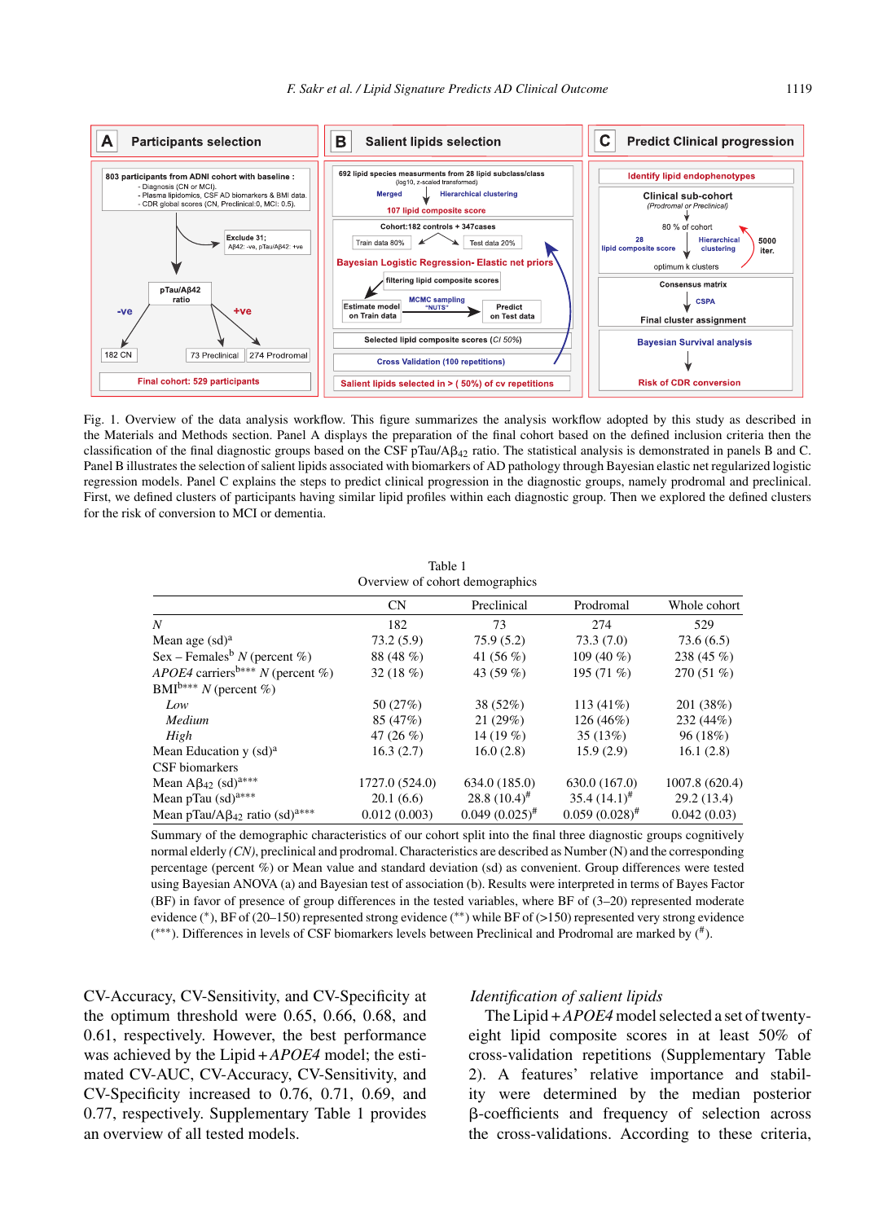Fig. 1. Overview of the data analysis workflow. This figure summarizes the analysis workflow adopted by this study as described in the Materials and Methods section. Panel A displays the preparation of the final cohort based on the defined inclusion criteria then the classification of the final diagnostic groups based on the CSF pTau/A$\beta_{42}$ ratio. The statistical analysis is demonstrated in panels B and C. Panel B illustrates the selection of salient lipids associated with biomarkers of AD pathology through Bayesian elastic net regularized logistic regression models. Panel C explains the steps to predict clinical progression in the diagnostic groups, namely prodromal and preclinical. First, we defined clusters of participants having similar lipid profiles within each diagnostic group. Then we explored the defined clusters for the risk of conversion to MCI or dementia.

Table 1
Overview of cohort demographics

| | CN | Preclinical | Prodromal | Whole cohort |
|---|---|---|---|---|
| *N* | 182 | 73 | 274 | 529 |
| Mean age (sd)[a] | 73.2 (5.9) | 75.9 (5.2) | 73.3 (7.0) | 73.6 (6.5) |
| Sex – Females[b] *N* (percent %) | 88 (48 %) | 41 (56 %) | 109 (40 %) | 238 (45 %) |
| *APOE4* carriers[b\*\*\*] *N* (percent %) | 32 (18 %) | 43 (59 %) | 195 (71 %) | 270 (51 %) |
| BMI[b\*\*\*] *N* (percent %) | | | | |
| *Low* | 50 (27%) | 38 (52%) | 113 (41%) | 201 (38%) |
| *Medium* | 85 (47%) | 21 (29%) | 126 (46%) | 232 (44%) |
| *High* | 47 (26 %) | 14 (19 %) | 35 (13%) | 96 (18%) |
| Mean Education y (sd)[a] | 16.3 (2.7) | 16.0 (2.8) | 15.9 (2.9) | 16.1 (2.8) |
| CSF biomarkers | | | | |
| Mean A$\beta_{42}$ (sd)[a\*\*\*] | 1727.0 (524.0) | 634.0 (185.0) | 630.0 (167.0) | 1007.8 (620.4) |
| Mean pTau (sd)[a\*\*\*] | 20.1 (6.6) | 28.8 (10.4)[#] | 35.4 (14.1)[#] | 29.2 (13.4) |
| Mean pTau/A$\beta_{42}$ ratio (sd)[a\*\*\*] | 0.012 (0.003) | 0.049 (0.025)[#] | 0.059 (0.028)[#] | 0.042 (0.03) |

Summary of the demographic characteristics of our cohort split into the final three diagnostic groups cognitively normal elderly *(CN)*, preclinical and prodromal. Characteristics are described as Number (N) and the corresponding percentage (percent %) or Mean value and standard deviation (sd) as convenient. Group differences were tested using Bayesian ANOVA (a) and Bayesian test of association (b). Results were interpreted in terms of Bayes Factor (BF) in favor of presence of group differences in the tested variables, where BF of (3–20) represented moderate evidence (*), BF of (20–150) represented strong evidence (**) while BF of (>150) represented very strong evidence (***). Differences in levels of CSF biomarkers levels between Preclinical and Prodromal are marked by (#).

CV-Accuracy, CV-Sensitivity, and CV-Specificity at the optimum threshold were 0.65, 0.66, 0.68, and 0.61, respectively. However, the best performance was achieved by the Lipid + *APOE4* model; the estimated CV-AUC, CV-Accuracy, CV-Sensitivity, and CV-Specificity increased to 0.76, 0.71, 0.69, and 0.77, respectively. Supplementary Table 1 provides an overview of all tested models.

*Identification of salient lipids*

The Lipid + *APOE4* model selected a set of twenty-eight lipid composite scores in at least 50% of cross-validation repetitions (Supplementary Table 2). A features' relative importance and stability were determined by the median posterior $\beta$-coefficients and frequency of selection across the cross-validations. According to these criteria,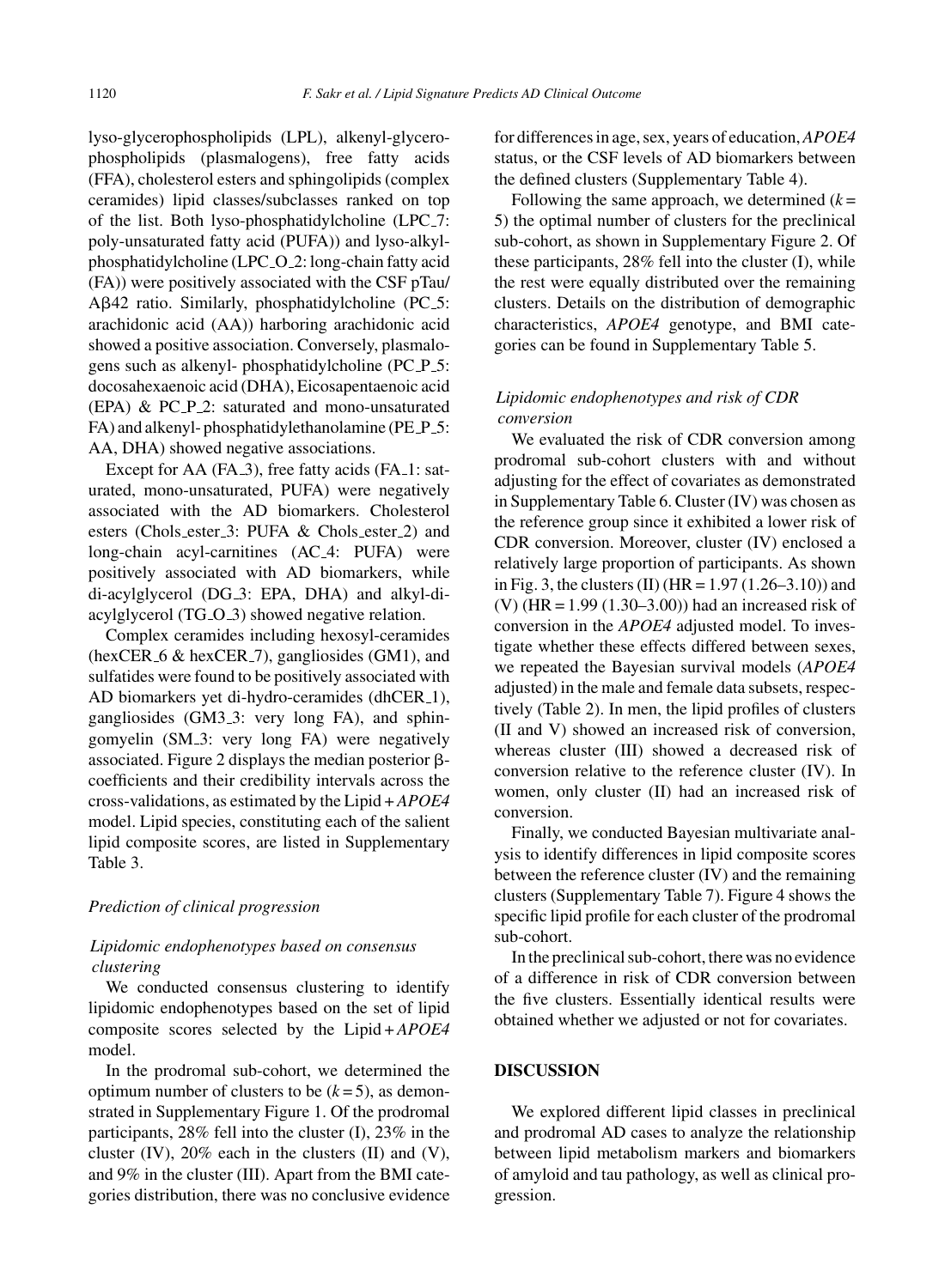lyso-glycerophospholipids (LPL), alkenyl-glycerophospholipids (plasmalogens), free fatty acids (FFA), cholesterol esters and sphingolipids (complex ceramides) lipid classes/subclasses ranked on top of the list. Both lyso-phosphatidylcholine (LPC_7: poly-unsaturated fatty acid (PUFA)) and lyso-alkyl-phosphatidylcholine (LPC_O_2: long-chain fatty acid (FA)) were positively associated with the CSF pTau/Aβ42 ratio. Similarly, phosphatidylcholine (PC_5: arachidonic acid (AA)) harboring arachidonic acid showed a positive association. Conversely, plasmalogens such as alkenyl- phosphatidylcholine (PC_P_5: docosahexaenoic acid (DHA), Eicosapentaenoic acid (EPA) & PC_P_2: saturated and mono-unsaturated FA) and alkenyl- phosphatidylethanolamine (PE_P_5: AA, DHA) showed negative associations.

Except for AA (FA_3), free fatty acids (FA_1: saturated, mono-unsaturated, PUFA) were negatively associated with the AD biomarkers. Cholesterol esters (Chols_ester_3: PUFA & Chols_ester_2) and long-chain acyl-carnitines (AC_4: PUFA) were positively associated with AD biomarkers, while di-acylglycerol (DG_3: EPA, DHA) and alkyl-di-acylglycerol (TG_O_3) showed negative relation.

Complex ceramides including hexosyl-ceramides (hexCER_6 & hexCER_7), gangliosides (GM1), and sulfatides were found to be positively associated with AD biomarkers yet di-hydro-ceramides (dhCER_1), gangliosides (GM3_3: very long FA), and sphingomyelin (SM_3: very long FA) were negatively associated. Figure 2 displays the median posterior β-coefficients and their credibility intervals across the cross-validations, as estimated by the Lipid + *APOE4* model. Lipid species, constituting each of the salient lipid composite scores, are listed in Supplementary Table 3.

### *Prediction of clinical progression*

#### *Lipidomic endophenotypes based on consensus clustering*

We conducted consensus clustering to identify lipidomic endophenotypes based on the set of lipid composite scores selected by the Lipid + *APOE4* model.

In the prodromal sub-cohort, we determined the optimum number of clusters to be ($k = 5$), as demonstrated in Supplementary Figure 1. Of the prodromal participants, 28% fell into the cluster (I), 23% in the cluster (IV), 20% each in the clusters (II) and (V), and 9% in the cluster (III). Apart from the BMI categories distribution, there was no conclusive evidence for differences in age, sex, years of education, *APOE4* status, or the CSF levels of AD biomarkers between the defined clusters (Supplementary Table 4).

Following the same approach, we determined ($k = 5$) the optimal number of clusters for the preclinical sub-cohort, as shown in Supplementary Figure 2. Of these participants, 28% fell into the cluster (I), while the rest were equally distributed over the remaining clusters. Details on the distribution of demographic characteristics, *APOE4* genotype, and BMI categories can be found in Supplementary Table 5.

#### *Lipidomic endophenotypes and risk of CDR conversion*

We evaluated the risk of CDR conversion among prodromal sub-cohort clusters with and without adjusting for the effect of covariates as demonstrated in Supplementary Table 6. Cluster (IV) was chosen as the reference group since it exhibited a lower risk of CDR conversion. Moreover, cluster (IV) enclosed a relatively large proportion of participants. As shown in Fig. 3, the clusters (II) (HR = 1.97 (1.26–3.10)) and (V) (HR = 1.99 (1.30–3.00)) had an increased risk of conversion in the *APOE4* adjusted model. To investigate whether these effects differed between sexes, we repeated the Bayesian survival models (*APOE4* adjusted) in the male and female data subsets, respectively (Table 2). In men, the lipid profiles of clusters (II and V) showed an increased risk of conversion, whereas cluster (III) showed a decreased risk of conversion relative to the reference cluster (IV). In women, only cluster (II) had an increased risk of conversion.

Finally, we conducted Bayesian multivariate analysis to identify differences in lipid composite scores between the reference cluster (IV) and the remaining clusters (Supplementary Table 7). Figure 4 shows the specific lipid profile for each cluster of the prodromal sub-cohort.

In the preclinical sub-cohort, there was no evidence of a difference in risk of CDR conversion between the five clusters. Essentially identical results were obtained whether we adjusted or not for covariates.

## DISCUSSION

We explored different lipid classes in preclinical and prodromal AD cases to analyze the relationship between lipid metabolism markers and biomarkers of amyloid and tau pathology, as well as clinical progression.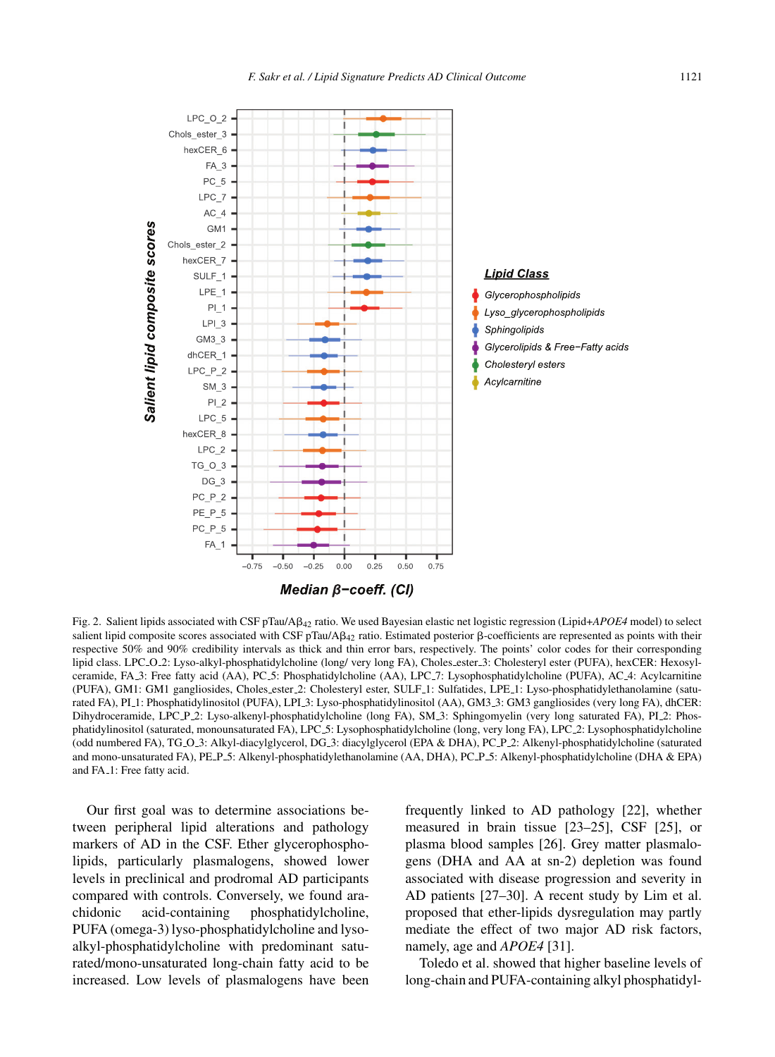Fig. 2. Salient lipids associated with CSF pTau/A$\beta_{42}$ ratio. We used Bayesian elastic net logistic regression (Lipid+*APOE4* model) to select salient lipid composite scores associated with CSF pTau/A$\beta_{42}$ ratio. Estimated posterior $\beta$-coefficients are represented as points with their respective 50% and 90% credibility intervals as thick and thin error bars, respectively. The points' color codes for their corresponding lipid class. LPC_O_2: Lyso-alkyl-phosphatidylcholine (long/ very long FA), Choles_ester_3: Cholesteryl ester (PUFA), hexCER: Hexosylceramide, FA_3: Free fatty acid (AA), PC_5: Phosphatidylcholine (AA), LPC_7: Lysophosphatidylcholine (PUFA), AC_4: Acylcarnitine (PUFA), GM1: GM1 gangliosides, Choles_ester_2: Cholesteryl ester, SULF_1: Sulfatides, LPE_1: Lyso-phosphatidylethanolamine (saturated FA), PI_1: Phosphatidylinositol (PUFA), LPI_3: Lyso-phosphatidylinositol (AA), GM3_3: GM3 gangliosides (very long FA), dhCER: Dihydroceramide, LPC_P_2: Lyso-alkenyl-phosphatidylcholine (long FA), SM_3: Sphingomyelin (very long saturated FA), PI_2: Phosphatidylinositol (saturated, monounsaturated FA), LPC_5: Lysophosphatidylcholine (long, very long FA), LPC_2: Lysophosphatidylcholine (odd numbered FA), TG_O_3: Alkyl-diacylglycerol, DG_3: diacylglycerol (EPA & DHA), PC_P_2: Alkenyl-phosphatidylcholine (saturated and mono-unsaturated FA), PE_P_5: Alkenyl-phosphatidylethanolamine (AA, DHA), PC_P_5: Alkenyl-phosphatidylcholine (DHA & EPA) and FA_1: Free fatty acid.

Our first goal was to determine associations between peripheral lipid alterations and pathology markers of AD in the CSF. Ether glycerophospholipids, particularly plasmalogens, showed lower levels in preclinical and prodromal AD participants compared with controls. Conversely, we found arachidonic acid-containing phosphatidylcholine, PUFA (omega-3) lyso-phosphatidylcholine and lyso-alkyl-phosphatidylcholine with predominant saturated/mono-unsaturated long-chain fatty acid to be increased. Low levels of plasmalogens have been frequently linked to AD pathology [22], whether measured in brain tissue [23–25], CSF [25], or plasma blood samples [26]. Grey matter plasmalogens (DHA and AA at sn-2) depletion was found associated with disease progression and severity in AD patients [27–30]. A recent study by Lim et al. proposed that ether-lipids dysregulation may partly mediate the effect of two major AD risk factors, namely, age and *APOE4* [31].

Toledo et al. showed that higher baseline levels of long-chain and PUFA-containing alkyl phosphatidyl-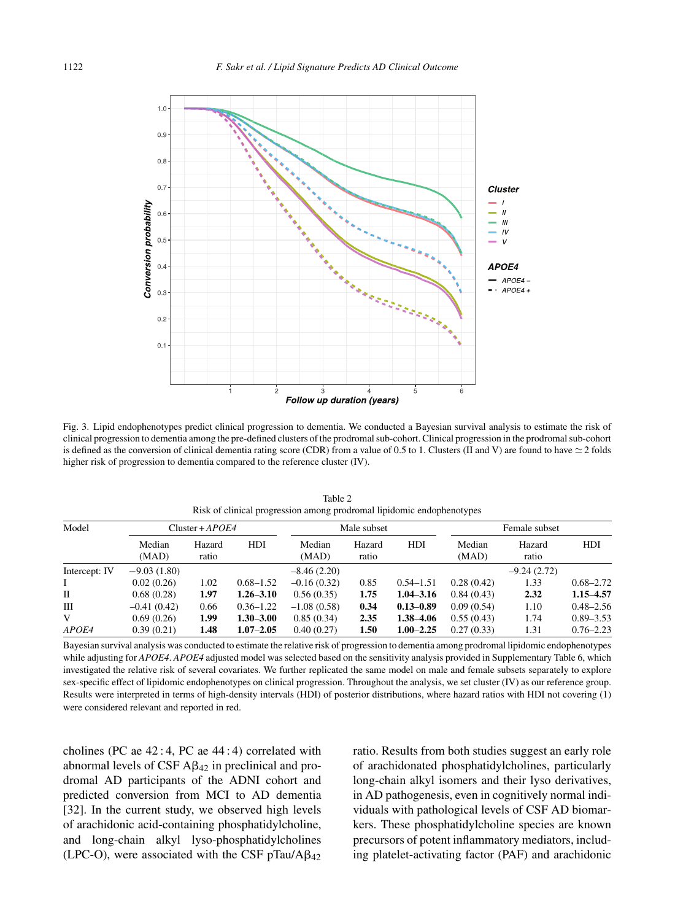Fig. 3. Lipid endophenotypes predict clinical progression to dementia. We conducted a Bayesian survival analysis to estimate the risk of clinical progression to dementia among the pre-defined clusters of the prodromal sub-cohort. Clinical progression in the prodromal sub-cohort is defined as the conversion of clinical dementia rating score (CDR) from a value of 0.5 to 1. Clusters (II and V) are found to have $\simeq 2$ folds higher risk of progression to dementia compared to the reference cluster (IV).

Table 2
Risk of clinical progression among prodromal lipidomic endophenotypes

| Model | Cluster + *APOE4* | | | Male subset | | | Female subset | | |
|---|---|---|---|---|---|---|---|---|---|
| | Median (MAD) | Hazard ratio | HDI | Median (MAD) | Hazard ratio | HDI | Median (MAD) | Hazard ratio | HDI |
| Intercept: IV | −9.03 (1.80) | | | −8.46 (2.20) | | | −9.24 (2.72) | | |
| I | 0.02 (0.26) | 1.02 | 0.68–1.52 | −0.16 (0.32) | 0.85 | 0.54–1.51 | 0.28 (0.42) | 1.33 | 0.68–2.72 |
| II | 0.68 (0.28) | **1.97** | **1.26–3.10** | 0.56 (0.35) | **1.75** | **1.04–3.16** | 0.84 (0.43) | **2.32** | **1.15–4.57** |
| III | −0.41 (0.42) | 0.66 | 0.36–1.22 | −1.08 (0.58) | **0.34** | **0.13–0.89** | 0.09 (0.54) | 1.10 | 0.48–2.56 |
| V | 0.69 (0.26) | **1.99** | **1.30–3.00** | 0.85 (0.34) | **2.35** | **1.38–4.06** | 0.55 (0.43) | 1.74 | 0.89–3.53 |
| *APOE4* | 0.39 (0.21) | **1.48** | **1.07–2.05** | 0.40 (0.27) | **1.50** | **1.00–2.25** | 0.27 (0.33) | 1.31 | 0.76–2.23 |

Bayesian survival analysis was conducted to estimate the relative risk of progression to dementia among prodromal lipidomic endophenotypes while adjusting for *APOE4*. *APOE4* adjusted model was selected based on the sensitivity analysis provided in Supplementary Table 6, which investigated the relative risk of several covariates. We further replicated the same model on male and female subsets separately to explore sex-specific effect of lipidomic endophenotypes on clinical progression. Throughout the analysis, we set cluster (IV) as our reference group. Results were interpreted in terms of high-density intervals (HDI) of posterior distributions, where hazard ratios with HDI not covering (1) were considered relevant and reported in red.

cholines (PC ae 42 : 4, PC ae 44 : 4) correlated with abnormal levels of CSF A$\beta_{42}$ in preclinical and prodromal AD participants of the ADNI cohort and predicted conversion from MCI to AD dementia [32]. In the current study, we observed high levels of arachidonic acid-containing phosphatidylcholine, and long-chain alkyl lyso-phosphatidylcholines (LPC-O), were associated with the CSF pTau/A$\beta_{42}$ ratio. Results from both studies suggest an early role of arachidonated phosphatidylcholines, particularly long-chain alkyl isomers and their lyso derivatives, in AD pathogenesis, even in cognitively normal individuals with pathological levels of CSF AD biomarkers. These phosphatidylcholine species are known precursors of potent inflammatory mediators, including platelet-activating factor (PAF) and arachidonic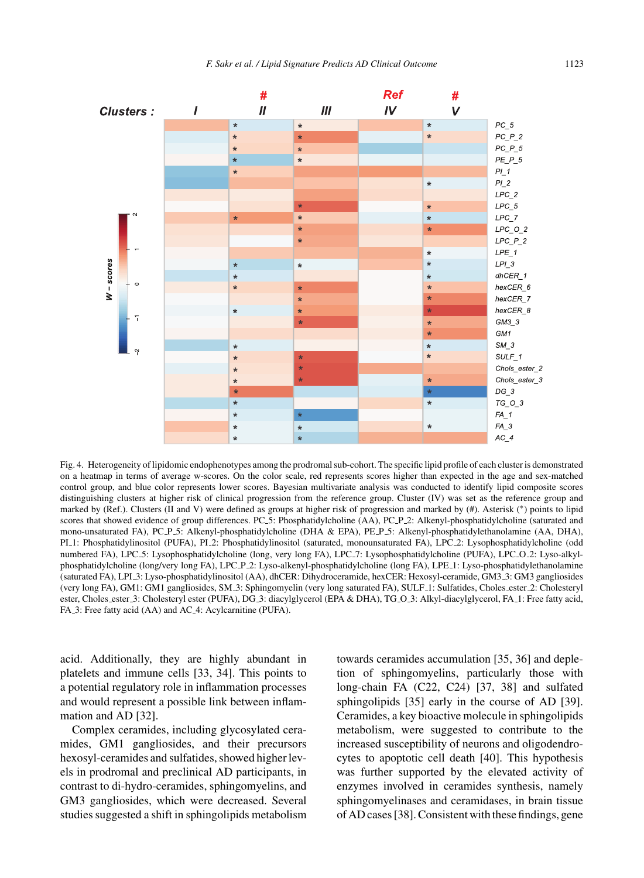Fig. 4. Heterogeneity of lipidomic endophenotypes among the prodromal sub-cohort. The specific lipid profile of each cluster is demonstrated on a heatmap in terms of average w-scores. On the color scale, red represents scores higher than expected in the age and sex-matched control group, and blue color represents lower scores. Bayesian multivariate analysis was conducted to identify lipid composite scores distinguishing clusters at higher risk of clinical progression from the reference group. Cluster (IV) was set as the reference group and marked by (Ref.). Clusters (II and V) were defined as groups at higher risk of progression and marked by (#). Asterisk (*) points to lipid scores that showed evidence of group differences. PC_5: Phosphatidylcholine (AA), PC_P_2: Alkenyl-phosphatidylcholine (saturated and mono-unsaturated FA), PC_P_5: Alkenyl-phosphatidylcholine (DHA & EPA), PE_P_5: Alkenyl-phosphatidylethanolamine (AA, DHA), PI_1: Phosphatidylinositol (PUFA), PI_2: Phosphatidylinositol (saturated, monounsaturated FA), LPC_2: Lysophosphatidylcholine (odd numbered FA), LPC_5: Lysophosphatidylcholine (long, very long FA), LPC_7: Lysophosphatidylcholine (PUFA), LPC_O_2: Lyso-alkyl-phosphatidylcholine (long/very long FA), LPC_P_2: Lyso-alkenyl-phosphatidylcholine (long FA), LPE_1: Lyso-phosphatidylethanolamine (saturated FA), LPI_3: Lyso-phosphatidylinositol (AA), dhCER: Dihydroceramide, hexCER: Hexosyl-ceramide, GM3_3: GM3 gangliosides (very long FA), GM1: GM1 gangliosides, SM_3: Sphingomyelin (very long saturated FA), SULF_1: Sulfatides, Choles_ester_2: Cholesteryl ester, Choles_ester_3: Cholesteryl ester (PUFA), DG_3: diacylglycerol (EPA & DHA), TG_O_3: Alkyl-diacylglycerol, FA_1: Free fatty acid, FA_3: Free fatty acid (AA) and AC_4: Acylcarnitine (PUFA).

acid. Additionally, they are highly abundant in platelets and immune cells [33, 34]. This points to a potential regulatory role in inflammation processes and would represent a possible link between inflammation and AD [32].

Complex ceramides, including glycosylated ceramides, GM1 gangliosides, and their precursors hexosyl-ceramides and sulfatides, showed higher levels in prodromal and preclinical AD participants, in contrast to di-hydro-ceramides, sphingomyelins, and GM3 gangliosides, which were decreased. Several studies suggested a shift in sphingolipids metabolism towards ceramides accumulation [35, 36] and depletion of sphingomyelins, particularly those with long-chain FA (C22, C24) [37, 38] and sulfated sphingolipids [35] early in the course of AD [39]. Ceramides, a key bioactive molecule in sphingolipids metabolism, were suggested to contribute to the increased susceptibility of neurons and oligodendrocytes to apoptotic cell death [40]. This hypothesis was further supported by the elevated activity of enzymes involved in ceramides synthesis, namely sphingomyelinases and ceramidases, in brain tissue of AD cases [38]. Consistent with these findings, gene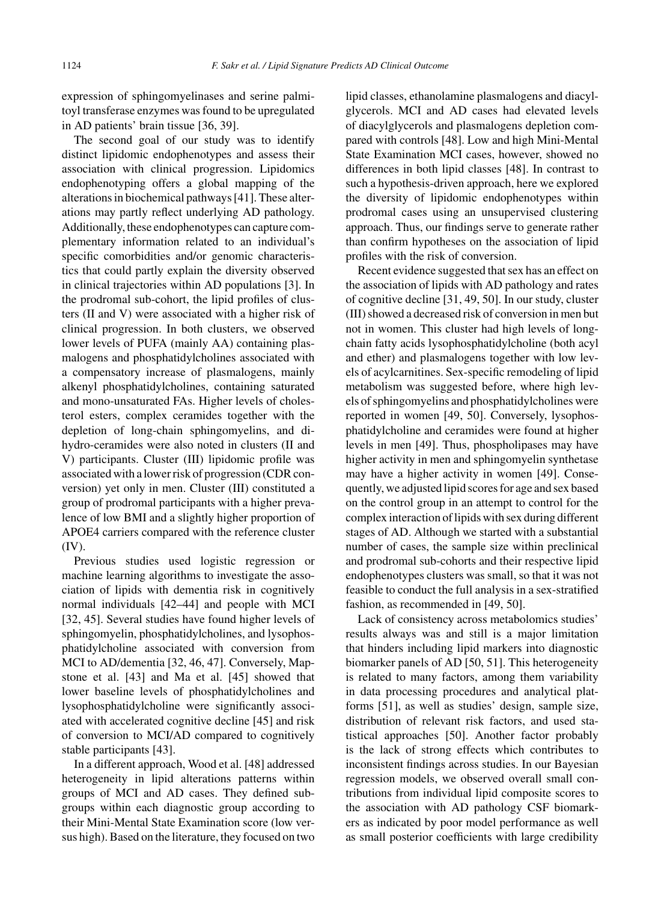expression of sphingomyelinases and serine palmitoyl transferase enzymes was found to be upregulated in AD patients' brain tissue [36, 39].

The second goal of our study was to identify distinct lipidomic endophenotypes and assess their association with clinical progression. Lipidomics endophenotyping offers a global mapping of the alterations in biochemical pathways [41]. These alterations may partly reflect underlying AD pathology. Additionally, these endophenotypes can capture complementary information related to an individual's specific comorbidities and/or genomic characteristics that could partly explain the diversity observed in clinical trajectories within AD populations [3]. In the prodromal sub-cohort, the lipid profiles of clusters (II and V) were associated with a higher risk of clinical progression. In both clusters, we observed lower levels of PUFA (mainly AA) containing plasmalogens and phosphatidylcholines associated with a compensatory increase of plasmalogens, mainly alkenyl phosphatidylcholines, containing saturated and mono-unsaturated FAs. Higher levels of cholesterol esters, complex ceramides together with the depletion of long-chain sphingomyelins, and dihydro-ceramides were also noted in clusters (II and V) participants. Cluster (III) lipidomic profile was associated with a lower risk of progression (CDR conversion) yet only in men. Cluster (III) constituted a group of prodromal participants with a higher prevalence of low BMI and a slightly higher proportion of APOE4 carriers compared with the reference cluster (IV).

Previous studies used logistic regression or machine learning algorithms to investigate the association of lipids with dementia risk in cognitively normal individuals [42–44] and people with MCI [32, 45]. Several studies have found higher levels of sphingomyelin, phosphatidylcholines, and lysophosphatidylcholine associated with conversion from MCI to AD/dementia [32, 46, 47]. Conversely, Mapstone et al. [43] and Ma et al. [45] showed that lower baseline levels of phosphatidylcholines and lysophosphatidylcholine were significantly associated with accelerated cognitive decline [45] and risk of conversion to MCI/AD compared to cognitively stable participants [43].

In a different approach, Wood et al. [48] addressed heterogeneity in lipid alterations patterns within groups of MCI and AD cases. They defined subgroups within each diagnostic group according to their Mini-Mental State Examination score (low versus high). Based on the literature, they focused on two lipid classes, ethanolamine plasmalogens and diacylglycerols. MCI and AD cases had elevated levels of diacylglycerols and plasmalogens depletion compared with controls [48]. Low and high Mini-Mental State Examination MCI cases, however, showed no differences in both lipid classes [48]. In contrast to such a hypothesis-driven approach, here we explored the diversity of lipidomic endophenotypes within prodromal cases using an unsupervised clustering approach. Thus, our findings serve to generate rather than confirm hypotheses on the association of lipid profiles with the risk of conversion.

Recent evidence suggested that sex has an effect on the association of lipids with AD pathology and rates of cognitive decline [31, 49, 50]. In our study, cluster (III) showed a decreased risk of conversion in men but not in women. This cluster had high levels of long-chain fatty acids lysophosphatidylcholine (both acyl and ether) and plasmalogens together with low levels of acylcarnitines. Sex-specific remodeling of lipid metabolism was suggested before, where high levels of sphingomyelins and phosphatidylcholines were reported in women [49, 50]. Conversely, lysophosphatidylcholine and ceramides were found at higher levels in men [49]. Thus, phospholipases may have higher activity in men and sphingomyelin synthetase may have a higher activity in women [49]. Consequently, we adjusted lipid scores for age and sex based on the control group in an attempt to control for the complex interaction of lipids with sex during different stages of AD. Although we started with a substantial number of cases, the sample size within preclinical and prodromal sub-cohorts and their respective lipid endophenotypes clusters was small, so that it was not feasible to conduct the full analysis in a sex-stratified fashion, as recommended in [49, 50].

Lack of consistency across metabolomics studies' results always was and still is a major limitation that hinders including lipid markers into diagnostic biomarker panels of AD [50, 51]. This heterogeneity is related to many factors, among them variability in data processing procedures and analytical platforms [51], as well as studies' design, sample size, distribution of relevant risk factors, and used statistical approaches [50]. Another factor probably is the lack of strong effects which contributes to inconsistent findings across studies. In our Bayesian regression models, we observed overall small contributions from individual lipid composite scores to the association with AD pathology CSF biomarkers as indicated by poor model performance as well as small posterior coefficients with large credibility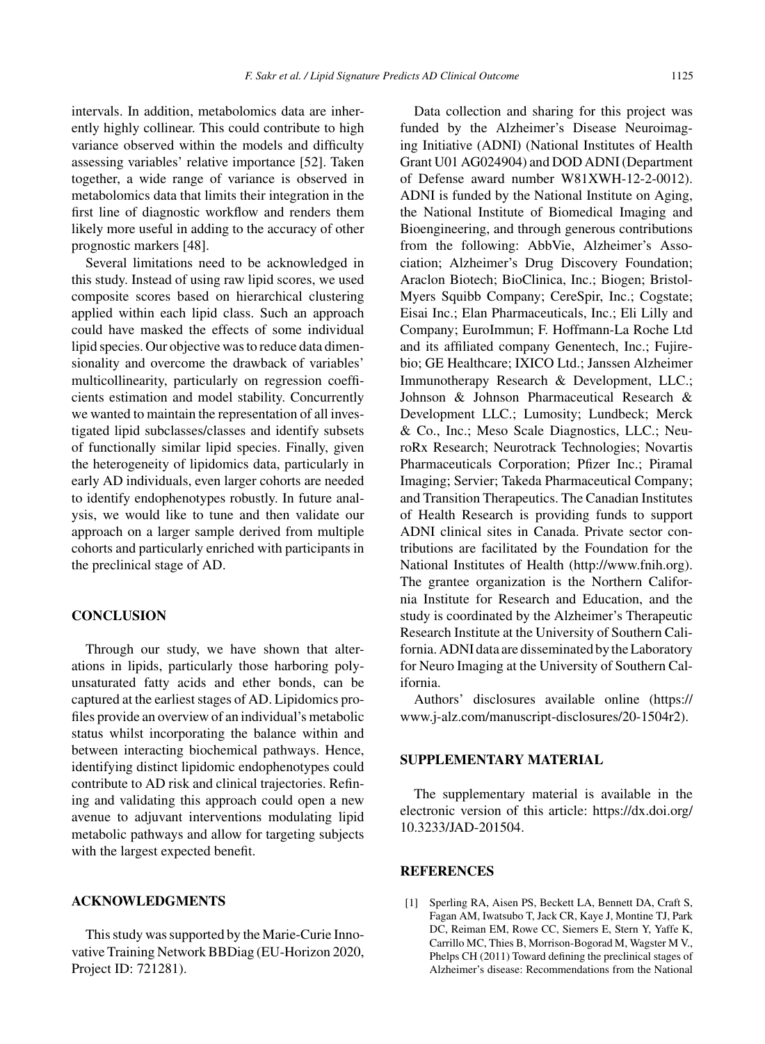intervals. In addition, metabolomics data are inherently highly collinear. This could contribute to high variance observed within the models and difficulty assessing variables' relative importance [52]. Taken together, a wide range of variance is observed in metabolomics data that limits their integration in the first line of diagnostic workflow and renders them likely more useful in adding to the accuracy of other prognostic markers [48].

Several limitations need to be acknowledged in this study. Instead of using raw lipid scores, we used composite scores based on hierarchical clustering applied within each lipid class. Such an approach could have masked the effects of some individual lipid species. Our objective was to reduce data dimensionality and overcome the drawback of variables' multicollinearity, particularly on regression coefficients estimation and model stability. Concurrently we wanted to maintain the representation of all investigated lipid subclasses/classes and identify subsets of functionally similar lipid species. Finally, given the heterogeneity of lipidomics data, particularly in early AD individuals, even larger cohorts are needed to identify endophenotypes robustly. In future analysis, we would like to tune and then validate our approach on a larger sample derived from multiple cohorts and particularly enriched with participants in the preclinical stage of AD.

## CONCLUSION

Through our study, we have shown that alterations in lipids, particularly those harboring polyunsaturated fatty acids and ether bonds, can be captured at the earliest stages of AD. Lipidomics profiles provide an overview of an individual's metabolic status whilst incorporating the balance within and between interacting biochemical pathways. Hence, identifying distinct lipidomic endophenotypes could contribute to AD risk and clinical trajectories. Refining and validating this approach could open a new avenue to adjuvant interventions modulating lipid metabolic pathways and allow for targeting subjects with the largest expected benefit.

## ACKNOWLEDGMENTS

This study was supported by the Marie-Curie Innovative Training Network BBDiag (EU-Horizon 2020, Project ID: 721281).

Data collection and sharing for this project was funded by the Alzheimer's Disease Neuroimaging Initiative (ADNI) (National Institutes of Health Grant U01 AG024904) and DOD ADNI (Department of Defense award number W81XWH-12-2-0012). ADNI is funded by the National Institute on Aging, the National Institute of Biomedical Imaging and Bioengineering, and through generous contributions from the following: AbbVie, Alzheimer's Association; Alzheimer's Drug Discovery Foundation; Araclon Biotech; BioClinica, Inc.; Biogen; Bristol-Myers Squibb Company; CereSpir, Inc.; Cogstate; Eisai Inc.; Elan Pharmaceuticals, Inc.; Eli Lilly and Company; EuroImmun; F. Hoffmann-La Roche Ltd and its affiliated company Genentech, Inc.; Fujirebio; GE Healthcare; IXICO Ltd.; Janssen Alzheimer Immunotherapy Research & Development, LLC.; Johnson & Johnson Pharmaceutical Research & Development LLC.; Lumosity; Lundbeck; Merck & Co., Inc.; Meso Scale Diagnostics, LLC.; NeuroRx Research; Neurotrack Technologies; Novartis Pharmaceuticals Corporation; Pfizer Inc.; Piramal Imaging; Servier; Takeda Pharmaceutical Company; and Transition Therapeutics. The Canadian Institutes of Health Research is providing funds to support ADNI clinical sites in Canada. Private sector contributions are facilitated by the Foundation for the National Institutes of Health (http://www.fnih.org). The grantee organization is the Northern California Institute for Research and Education, and the study is coordinated by the Alzheimer's Therapeutic Research Institute at the University of Southern California. ADNI data are disseminated by the Laboratory for Neuro Imaging at the University of Southern California.

Authors' disclosures available online (https://www.j-alz.com/manuscript-disclosures/20-1504r2).

## SUPPLEMENTARY MATERIAL

The supplementary material is available in the electronic version of this article: https://dx.doi.org/10.3233/JAD-201504.

## REFERENCES

[1] Sperling RA, Aisen PS, Beckett LA, Bennett DA, Craft S, Fagan AM, Iwatsubo T, Jack CR, Kaye J, Montine TJ, Park DC, Reiman EM, Rowe CC, Siemers E, Stern Y, Yaffe K, Carrillo MC, Thies B, Morrison-Bogorad M, Wagster M V., Phelps CH (2011) Toward defining the preclinical stages of Alzheimer's disease: Recommendations from the National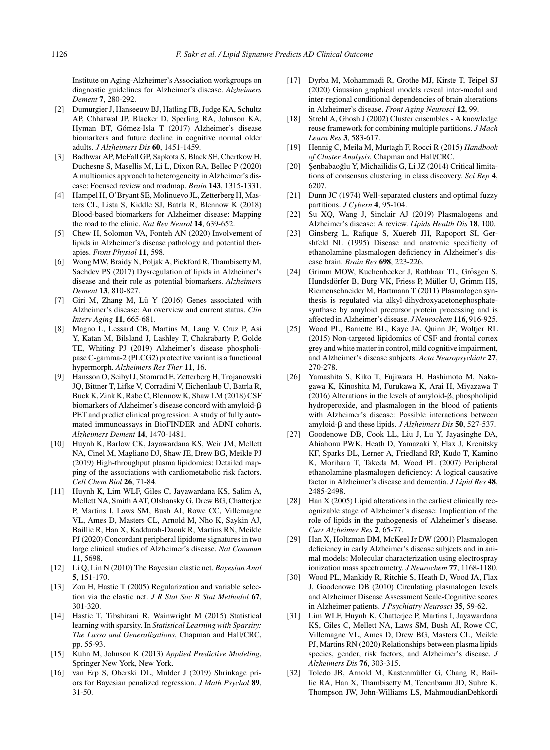Institute on Aging-Alzheimer's Association workgroups on diagnostic guidelines for Alzheimer's disease. *Alzheimers Dement* **7**, 280-292.

[2] Dumurgier J, Hanseeuw BJ, Hatling FB, Judge KA, Schultz AP, Chhatwal JP, Blacker D, Sperling RA, Johnson KA, Hyman BT, Gómez-Isla T (2017) Alzheimer's disease biomarkers and future decline in cognitive normal older adults. *J Alzheimers Dis* **60**, 1451-1459.

[3] Badhwar AP, McFall GP, Sapkota S, Black SE, Chertkow H, Duchesne S, Masellis M, Li L, Dixon RA, Bellec P (2020) A multiomics approach to heterogeneity in Alzheimer's disease: Focused review and roadmap. *Brain* **143**, 1315-1331.

[4] Hampel H, O'Bryant SE, Molinuevo JL, Zetterberg H, Masters CL, Lista S, Kiddle SJ, Batrla R, Blennow K (2018) Blood-based biomarkers for Alzheimer disease: Mapping the road to the clinic. *Nat Rev Neurol* **14**, 639-652.

[5] Chew H, Solomon VA, Fonteh AN (2020) Involvement of lipids in Alzheimer's disease pathology and potential therapies. *Front Physiol* **11**, 598.

[6] Wong MW, Braidy N, Poljak A, Pickford R, Thambisetty M, Sachdev PS (2017) Dysregulation of lipids in Alzheimer's disease and their role as potential biomarkers. *Alzheimers Dement* **13**, 810-827.

[7] Giri M, Zhang M, Lü Y (2016) Genes associated with Alzheimer's disease: An overview and current status. *Clin Interv Aging* **11**, 665-681.

[8] Magno L, Lessard CB, Martins M, Lang V, Cruz P, Asi Y, Katan M, Bilsland J, Lashley T, Chakrabarty P, Golde TE, Whiting PJ (2019) Alzheimer's disease phospholipase C-gamma-2 (PLCG2) protective variant is a functional hypermorph. *Alzheimers Res Ther* **11**, 16.

[9] Hansson O, Seibyl J, Stomrud E, Zetterberg H, Trojanowski JQ, Bittner T, Lifke V, Corradini V, Eichenlaub U, Batrla R, Buck K, Zink K, Rabe C, Blennow K, Shaw LM (2018) CSF biomarkers of Alzheimer's disease concord with amyloid-β PET and predict clinical progression: A study of fully automated immunoassays in BioFINDER and ADNI cohorts. *Alzheimers Dement* **14**, 1470-1481.

[10] Huynh K, Barlow CK, Jayawardana KS, Weir JM, Mellett NA, Cinel M, Magliano DJ, Shaw JE, Drew BG, Meikle PJ (2019) High-throughput plasma lipidomics: Detailed mapping of the associations with cardiometabolic risk factors. *Cell Chem Biol* **26**, 71-84.

[11] Huynh K, Lim WLF, Giles C, Jayawardana KS, Salim A, Mellett NA, Smith AAT, Olshansky G, Drew BG, Chatterjee P, Martins I, Laws SM, Bush AI, Rowe CC, Villemagne VL, Ames D, Masters CL, Arnold M, Nho K, Saykin AJ, Baillie R, Han X, Kaddurah-Daouk R, Martins RN, Meikle PJ (2020) Concordant peripheral lipidome signatures in two large clinical studies of Alzheimer's disease. *Nat Commun* **11**, 5698.

[12] Li Q, Lin N (2010) The Bayesian elastic net. *Bayesian Anal* **5**, 151-170.

[13] Zou H, Hastie T (2005) Regularization and variable selection via the elastic net. *J R Stat Soc B Stat Methodol* **67**, 301-320.

[14] Hastie T, Tibshirani R, Wainwright M (2015) Statistical learning with sparsity. In *Statistical Learning with Sparsity: The Lasso and Generalizations*, Chapman and Hall/CRC, pp. 55-93.

[15] Kuhn M, Johnson K (2013) *Applied Predictive Modeling*, Springer New York, New York.

[16] van Erp S, Oberski DL, Mulder J (2019) Shrinkage priors for Bayesian penalized regression. *J Math Psychol* **89**, 31-50.

[17] Dyrba M, Mohammadi R, Grothe MJ, Kirste T, Teipel SJ (2020) Gaussian graphical models reveal inter-modal and inter-regional conditional dependencies of brain alterations in Alzheimer's disease. *Front Aging Neurosci* **12**, 99.

[18] Strehl A, Ghosh J (2002) Cluster ensembles - A knowledge reuse framework for combining multiple partitions. *J Mach Learn Res* **3**, 583-617.

[19] Hennig C, Meila M, Murtagh F, Rocci R (2015) *Handbook of Cluster Analysis*, Chapman and Hall/CRC.

[20] Şenbabaoğlu Y, Michailidis G, Li JZ (2014) Critical limitations of consensus clustering in class discovery. *Sci Rep* **4**, 6207.

[21] Dunn JC (1974) Well-separated clusters and optimal fuzzy partitions. *J Cybern* **4**, 95-104.

[22] Su XQ, Wang J, Sinclair AJ (2019) Plasmalogens and Alzheimer's disease: A review. *Lipids Health Dis* **18**, 100.

[23] Ginsberg L, Rafique S, Xuereb JH, Rapoport SI, Gershfeld NL (1995) Disease and anatomic specificity of ethanolamine plasmalogen deficiency in Alzheimer's disease brain. *Brain Res* **698**, 223-226.

[24] Grimm MOW, Kuchenbecker J, Rothhaar TL, Grösgen S, Hundsdörfer B, Burg VK, Friess P, Müller U, Grimm HS, Riemenschneider M, Hartmann T (2011) Plasmalogen synthesis is regulated via alkyl-dihydroxyacetonephosphate-synthase by amyloid precursor protein processing and is affected in Alzheimer's disease. *J Neurochem* **116**, 916-925.

[25] Wood PL, Barnette BL, Kaye JA, Quinn JF, Woltjer RL (2015) Non-targeted lipidomics of CSF and frontal cortex grey and white matter in control, mild cognitive impairment, and Alzheimer's disease subjects. *Acta Neuropsychiatr* **27**, 270-278.

[26] Yamashita S, Kiko T, Fujiwara H, Hashimoto M, Nakagawa K, Kinoshita M, Furukawa K, Arai H, Miyazawa T (2016) Alterations in the levels of amyloid-β, phospholipid hydroperoxide, and plasmalogen in the blood of patients with Alzheimer's disease: Possible interactions between amyloid-β and these lipids. *J Alzheimers Dis* **50**, 527-537.

[27] Goodenowe DB, Cook LL, Liu J, Lu Y, Jayasinghe DA, Ahiahonu PWK, Heath D, Yamazaki Y, Flax J, Krenitsky KF, Sparks DL, Lerner A, Friedland RP, Kudo T, Kamino K, Morihara T, Takeda M, Wood PL (2007) Peripheral ethanolamine plasmalogen deficiency: A logical causative factor in Alzheimer's disease and dementia. *J Lipid Res* **48**, 2485-2498.

[28] Han X (2005) Lipid alterations in the earliest clinically recognizable stage of Alzheimer's disease: Implication of the role of lipids in the pathogenesis of Alzheimer's disease. *Curr Alzheimer Res* **2**, 65-77.

[29] Han X, Holtzman DM, McKeel Jr DW (2001) Plasmalogen deficiency in early Alzheimer's disease subjects and in animal models: Molecular characterization using electrospray ionization mass spectrometry. *J Neurochem* **77**, 1168-1180.

[30] Wood PL, Mankidy R, Ritchie S, Heath D, Wood JA, Flax J, Goodenowe DB (2010) Circulating plasmalogen levels and Alzheimer Disease Assessment Scale-Cognitive scores in Alzheimer patients. *J Psychiatry Neurosci* **35**, 59-62.

[31] Lim WLF, Huynh K, Chatterjee P, Martins I, Jayawardana KS, Giles C, Mellett NA, Laws SM, Bush AI, Rowe CC, Villemagne VL, Ames D, Drew BG, Masters CL, Meikle PJ, Martins RN (2020) Relationships between plasma lipids species, gender, risk factors, and Alzheimer's disease. *J Alzheimers Dis* **76**, 303-315.

[32] Toledo JB, Arnold M, Kastenmüller G, Chang R, Baillie RA, Han X, Thambisetty M, Tenenbaum JD, Suhre K, Thompson JW, John-Williams LS, MahmoudianDehkordi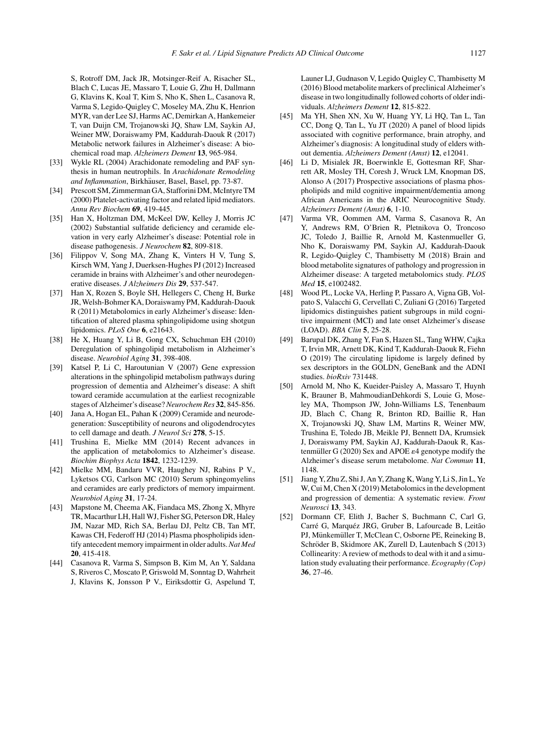S, Rotroff DM, Jack JR, Motsinger-Reif A, Risacher SL, Blach C, Lucas JE, Massaro T, Louie G, Zhu H, Dallmann G, Klavins K, Koal T, Kim S, Nho K, Shen L, Casanova R, Varma S, Legido-Quigley C, Moseley MA, Zhu K, Henrion MYR, van der Lee SJ, Harms AC, Demirkan A, Hankemeier T, van Duijn CM, Trojanowski JQ, Shaw LM, Saykin AJ, Weiner MW, Doraiswamy PM, Kaddurah-Daouk R (2017) Metabolic network failures in Alzheimer's disease: A biochemical road map. *Alzheimers Dement* **13**, 965-984.

[33] Wykle RL (2004) Arachidonate remodeling and PAF synthesis in human neutrophils. In *Arachidonate Remodeling and Inflammation*, Birkhäuser, Basel, Basel, pp. 73-87.

[34] Prescott SM, Zimmerman GA, Stafforini DM, McIntyre TM (2000) Platelet-activating factor and related lipid mediators. *Annu Rev Biochem* **69**, 419-445.

[35] Han X, Holtzman DM, McKeel DW, Kelley J, Morris JC (2002) Substantial sulfatide deficiency and ceramide elevation in very early Alzheimer's disease: Potential role in disease pathogenesis. *J Neurochem* **82**, 809-818.

[36] Filippov V, Song MA, Zhang K, Vinters H V, Tung S, Kirsch WM, Yang J, Duerksen-Hughes PJ (2012) Increased ceramide in brains with Alzheimer's and other neurodegenerative diseases. *J Alzheimers Dis* **29**, 537-547.

[37] Han X, Rozen S, Boyle SH, Hellegers C, Cheng H, Burke JR, Welsh-Bohmer KA, Doraiswamy PM, Kaddurah-Daouk R (2011) Metabolomics in early Alzheimer's disease: Identification of altered plasma sphingolipidome using shotgun lipidomics. *PLoS One* **6**, e21643.

[38] He X, Huang Y, Li B, Gong CX, Schuchman EH (2010) Deregulation of sphingolipid metabolism in Alzheimer's disease. *Neurobiol Aging* **31**, 398-408.

[39] Katsel P, Li C, Haroutunian V (2007) Gene expression alterations in the sphingolipid metabolism pathways during progression of dementia and Alzheimer's disease: A shift toward ceramide accumulation at the earliest recognizable stages of Alzheimer's disease? *Neurochem Res* **32**, 845-856.

[40] Jana A, Hogan EL, Pahan K (2009) Ceramide and neurodegeneration: Susceptibility of neurons and oligodendrocytes to cell damage and death. *J Neurol Sci* **278**, 5-15.

[41] Trushina E, Mielke MM (2014) Recent advances in the application of metabolomics to Alzheimer's disease. *Biochim Biophys Acta* **1842**, 1232-1239.

[42] Mielke MM, Bandaru VVR, Haughey NJ, Rabins P V., Lyketsos CG, Carlson MC (2010) Serum sphingomyelins and ceramides are early predictors of memory impairment. *Neurobiol Aging* **31**, 17-24.

[43] Mapstone M, Cheema AK, Fiandaca MS, Zhong X, Mhyre TR, Macarthur LH, Hall WJ, Fisher SG, Peterson DR, Haley JM, Nazar MD, Rich SA, Berlau DJ, Peltz CB, Tan MT, Kawas CH, Federoff HJ (2014) Plasma phospholipids identify antecedent memory impairment in older adults. *Nat Med* **20**, 415-418.

[44] Casanova R, Varma S, Simpson B, Kim M, An Y, Saldana S, Riveros C, Moscato P, Griswold M, Sonntag D, Wahrheit J, Klavins K, Jonsson P V., Eiriksdottir G, Aspelund T, Launer LJ, Gudnason V, Legido Quigley C, Thambisetty M (2016) Blood metabolite markers of preclinical Alzheimer's disease in two longitudinally followed cohorts of older individuals. *Alzheimers Dement* **12**, 815-822.

[45] Ma YH, Shen XN, Xu W, Huang YY, Li HQ, Tan L, Tan CC, Dong Q, Tan L, Yu JT (2020) A panel of blood lipids associated with cognitive performance, brain atrophy, and Alzheimer's diagnosis: A longitudinal study of elders without dementia. *Alzheimers Dement (Amst)* **12**, e12041.

[46] Li D, Misialek JR, Boerwinkle E, Gottesman RF, Sharrett AR, Mosley TH, Coresh J, Wruck LM, Knopman DS, Alonso A (2017) Prospective associations of plasma phospholipids and mild cognitive impairment/dementia among African Americans in the ARIC Neurocognitive Study. *Alzheimers Dement (Amst)* **6**, 1-10.

[47] Varma VR, Oommen AM, Varma S, Casanova R, An Y, Andrews RM, O'Brien R, Pletnikova O, Troncoso JC, Toledo J, Baillie R, Arnold M, Kastenmueller G, Nho K, Doraiswamy PM, Saykin AJ, Kaddurah-Daouk R, Legido-Quigley C, Thambisetty M (2018) Brain and blood metabolite signatures of pathology and progression in Alzheimer disease: A targeted metabolomics study. *PLOS Med* **15**, e1002482.

[48] Wood PL, Locke VA, Herling P, Passaro A, Vigna GB, Volpato S, Valacchi G, Cervellati C, Zuliani G (2016) Targeted lipidomics distinguishes patient subgroups in mild cognitive impairment (MCI) and late onset Alzheimer's disease (LOAD). *BBA Clin* **5**, 25-28.

[49] Barupal DK, Zhang Y, Fan S, Hazen SL, Tang WHW, Cajka T, Irvin MR, Arnett DK, Kind T, Kaddurah-Daouk R, Fiehn O (2019) The circulating lipidome is largely defined by sex descriptors in the GOLDN, GeneBank and the ADNI studies. *bioRxiv* 731448.

[50] Arnold M, Nho K, Kueider-Paisley A, Massaro T, Huynh K, Brauner B, MahmoudianDehkordi S, Louie G, Moseley MA, Thompson JW, John-Williams LS, Tenenbaum JD, Blach C, Chang R, Brinton RD, Baillie R, Han X, Trojanowski JQ, Shaw LM, Martins R, Weiner MW, Trushina E, Toledo JB, Meikle PJ, Bennett DA, Krumsiek J, Doraiswamy PM, Saykin AJ, Kaddurah-Daouk R, Kastenmüller G (2020) Sex and APOE $\varepsilon$4 genotype modify the Alzheimer's disease serum metabolome. *Nat Commun* **11**, 1148.

[51] Jiang Y, Zhu Z, Shi J, An Y, Zhang K, Wang Y, Li S, Jin L, Ye W, Cui M, Chen X (2019) Metabolomics in the development and progression of dementia: A systematic review. *Front Neurosci* **13**, 343.

[52] Dormann CF, Elith J, Bacher S, Buchmann C, Carl G, Carré G, Marquéz JRG, Gruber B, Lafourcade B, Leitão PJ, Münkemüller T, McClean C, Osborne PE, Reineking B, Schröder B, Skidmore AK, Zurell D, Lautenbach S (2013) Collinearity: A review of methods to deal with it and a simulation study evaluating their performance. *Ecography (Cop)* **36**, 27-46.